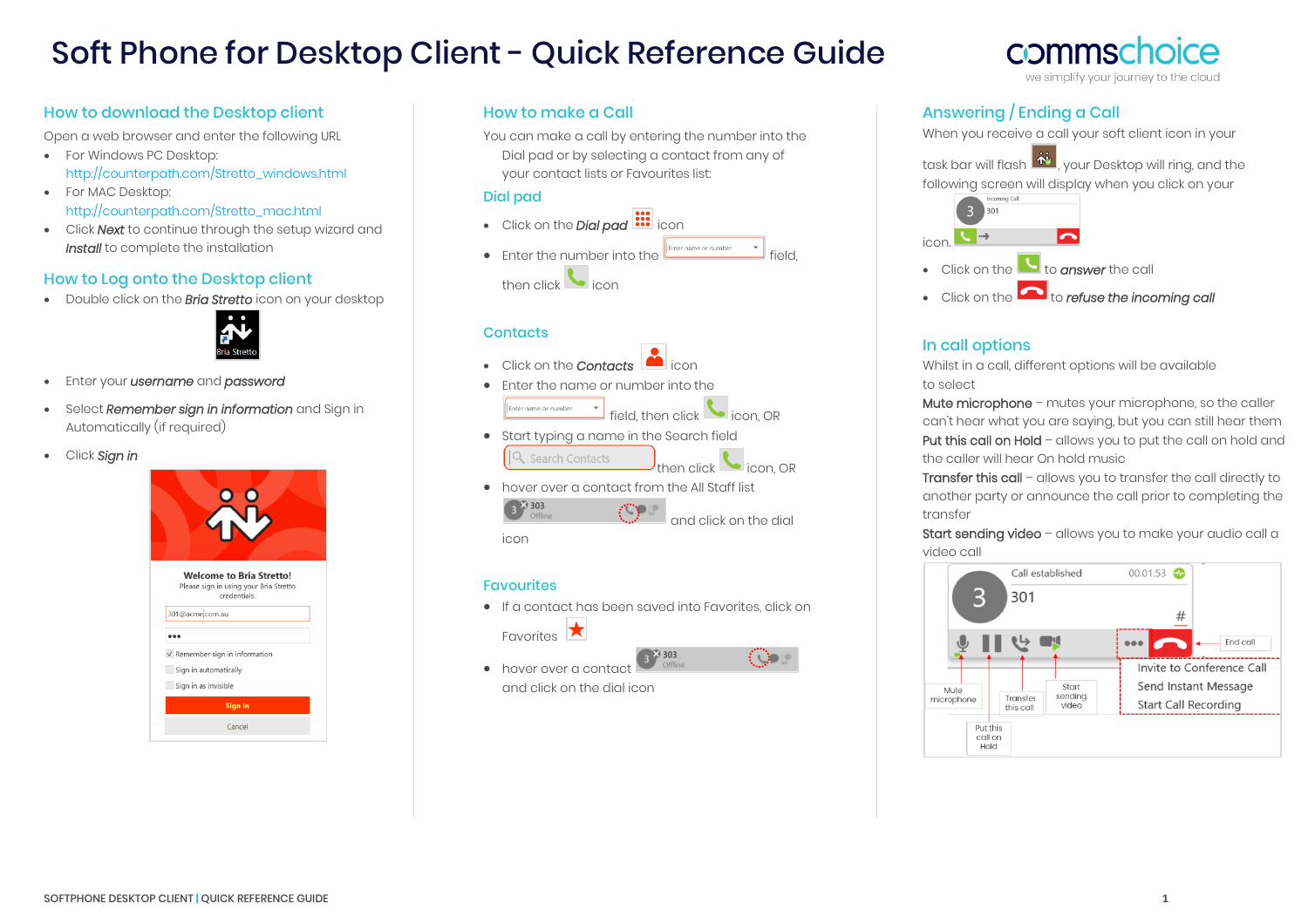# Soft Phone for Desktop Client - Quick Reference Guide

## How to download the Desktop client

Open a web browser and enter the following URL

- For Windows PC Desktop:
  http://counterpath.com/Stretto_windows.html
- For MAC Desktop:
  http://counterpath.com/Stretto_mac.html
- Click ***Next*** to continue through the setup wizard and ***Install*** to complete the installation

## How to Log onto the Desktop client

- Double click on the ***Bria Stretto*** icon on your desktop
- Enter your ***username*** and ***password***
- Select ***Remember sign in information*** and Sign in Automatically (if required)
- Click ***Sign in***

## How to make a Call

You can make a call by entering the number into the Dial pad or by selecting a contact from any of your contact lists or Favourites list:

## Dial pad

- Click on the ***Dial pad*** icon
- Enter the number into the field, then click icon

## Contacts

- Click on the ***Contacts*** icon
- Enter the name or number into the field, then click icon, OR
- Start typing a name in the Search field then click icon, OR
- hover over a contact from the All Staff list and click on the dial icon

## Favourites

- If a contact has been saved into Favorites, click on Favorites
- hover over a contact and click on the dial icon

## Answering / Ending a Call

When you receive a call your soft client icon in your task bar will flash, your Desktop will ring, and the following screen will display when you click on your icon.

- Click on the to ***answer*** the call
- Click on the to ***refuse the incoming call***

## In call options

Whilst in a call, different options will be available to select

**Mute microphone** – mutes your microphone, so the caller can't hear what you are saying, but you can still hear them

**Put this call on Hold** – allows you to put the call on hold and the caller will hear On hold music

**Transfer this call** – allows you to transfer the call directly to another party or announce the call prior to completing the transfer

**Start sending video** – allows you to make your audio call a video call

- Mute microphone
- Put this call on Hold
- Transfer this call
- Start sending video
- End call
- Invite to Conference Call
- Send Instant Message
- Start Call Recording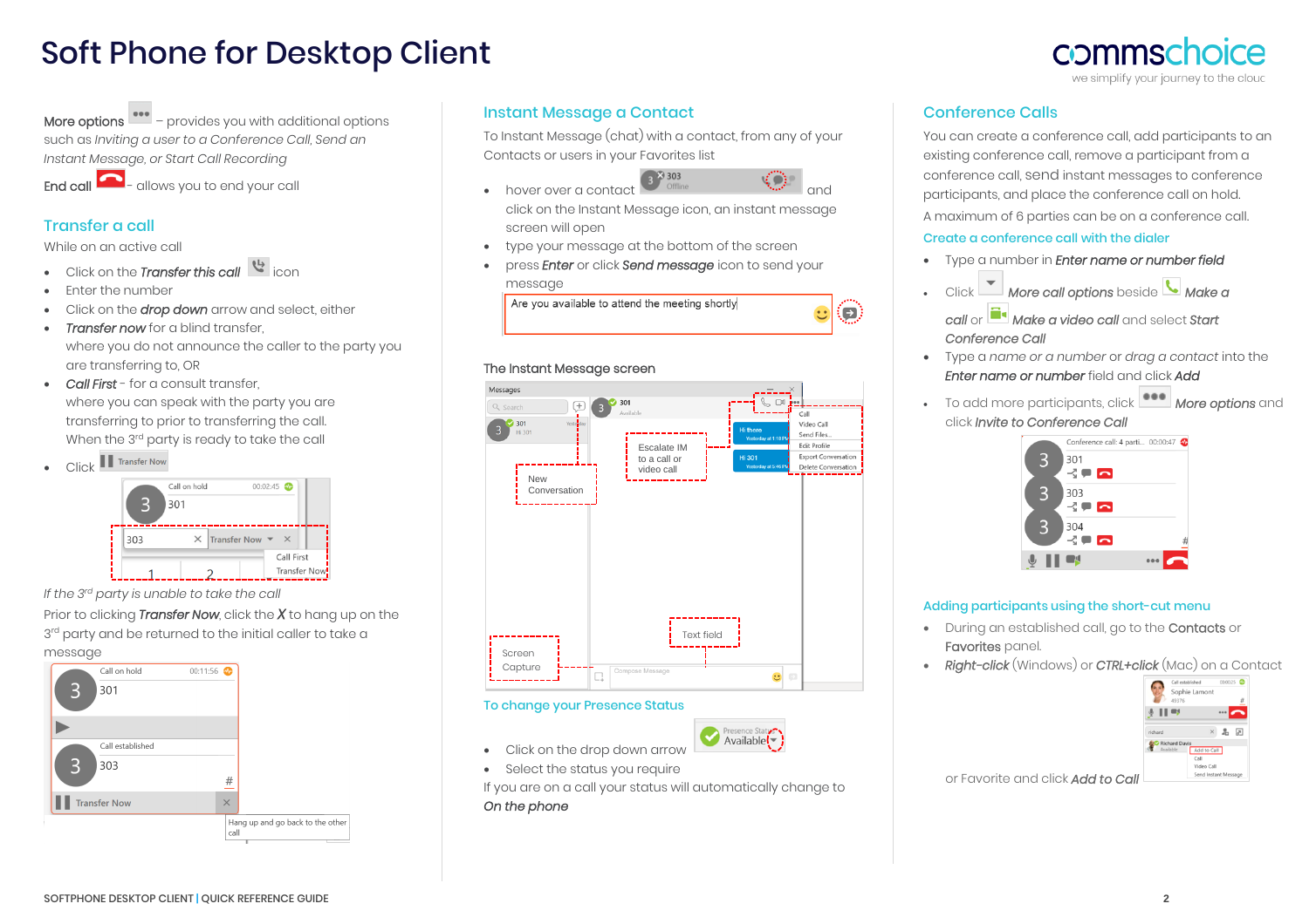# Soft Phone for Desktop Client

**More options** – provides you with additional options such as *Inviting a user to a Conference Call, Send an Instant Message, or Start Call Recording*

**End call** - allows you to end your call

## Transfer a call

While on an active call

- Click on the *Transfer this call* icon
- Enter the number
- Click on the *drop down* arrow and select, either
- *Transfer now* for a blind transfer, where you do not announce the caller to the party you are transferring to, OR
- *Call First* - for a consult transfer, where you can speak with the party you are transferring to prior to transferring the call. When the 3rd party is ready to take the call
- Click Transfer Now

*If the 3rd party is unable to take the call*

Prior to clicking *Transfer Now*, click the *X* to hang up on the 3rd party and be returned to the initial caller to take a message

## Instant Message a Contact

To Instant Message (chat) with a contact, from any of your Contacts or users in your Favorites list

- hover over a contact and click on the Instant Message icon, an instant message screen will open
- type your message at the bottom of the screen
- press ***Enter*** or click ***Send message*** icon to send your message

**The Instant Message screen**

## To change your Presence Status

- Click on the drop down arrow
- Select the status you require

If you are on a call your status will automatically change to *On the phone*

## Conference Calls

You can create a conference call, add participants to an existing conference call, remove a participant from a conference call, send instant messages to conference participants, and place the conference call on hold.

A maximum of 6 parties can be on a conference call.

### Create a conference call with the dialer

- Type a number in ***Enter name or number field***
- Click *More call options* beside *Make a call* or *Make a video call* and select *Start Conference Call*
- Type a *name or a number* or *drag a contact* into the *Enter name or number* field and click *Add*
- To add more participants, click *More options* and click *Invite to Conference Call*

### Adding participants using the short-cut menu

- During an established call, go to the **Contacts** or **Favorites** panel.
- *Right-click* (Windows) or *CTRL+Click* (Mac) on a Contact or Favorite and click *Add to Call*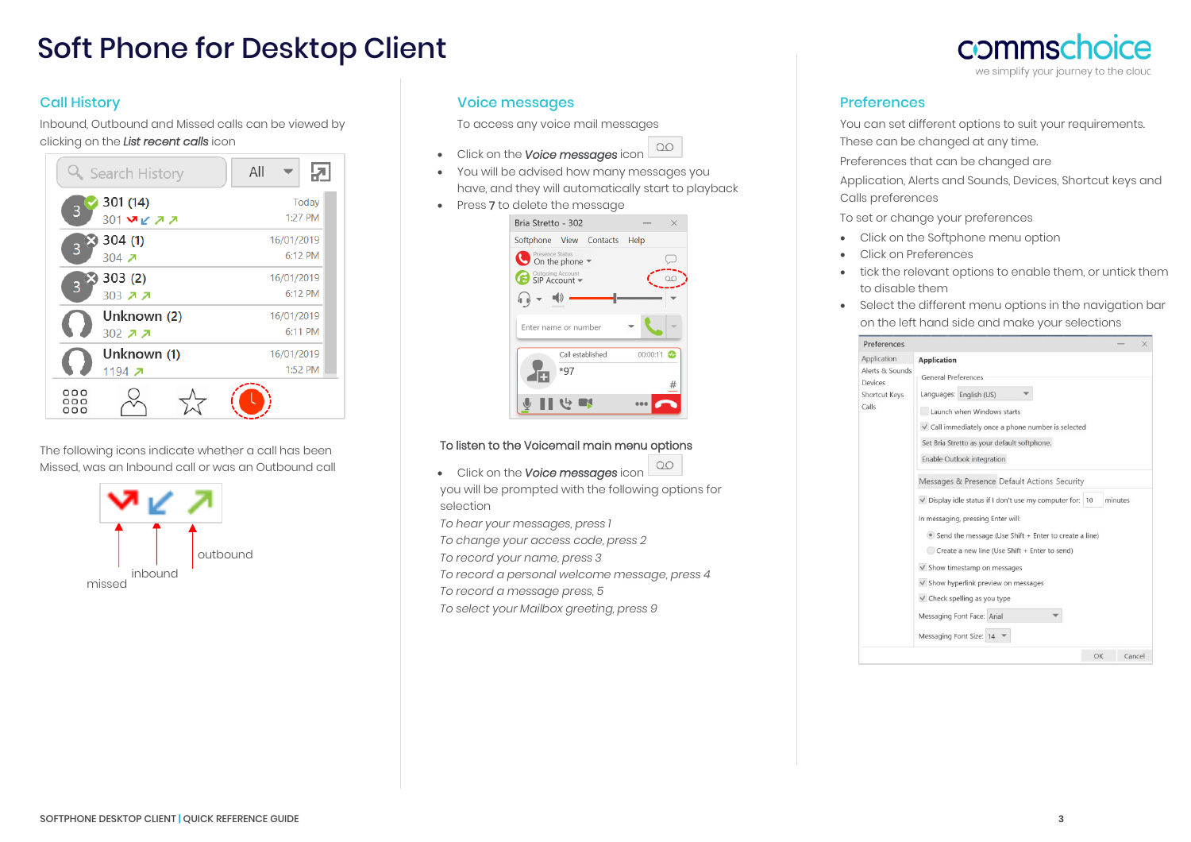# Soft Phone for Desktop Client

## Call History

Inbound, Outbound and Missed calls can be viewed by clicking on the ***List recent calls*** icon

The following icons indicate whether a call has been Missed, was an Inbound call or was an Outbound call

missed
inbound
outbound

## Voice messages

To access any voice mail messages

- Click on the ***Voice messages*** icon
- You will be advised how many messages you have, and they will automatically start to playback
- Press **7** to delete the message

### To listen to the Voicemail main menu options

- Click on the ***Voice messages*** icon

you will be prompted with the following options for selection

*To hear your messages, press 1*
*To change your access code, press 2*
*To record your name, press 3*
*To record a personal welcome message, press 4*
*To record a message press, 5*
*To select your Mailbox greeting, press 9*

## Preferences

You can set different options to suit your requirements. These can be changed at any time.

Preferences that can be changed are

Application, Alerts and Sounds, Devices, Shortcut keys and Calls preferences

To set or change your preferences

- Click on the Softphone menu option
- Click on Preferences
- tick the relevant options to enable them, or untick them to disable them
- Select the different menu options in the navigation bar on the left hand side and make your selections